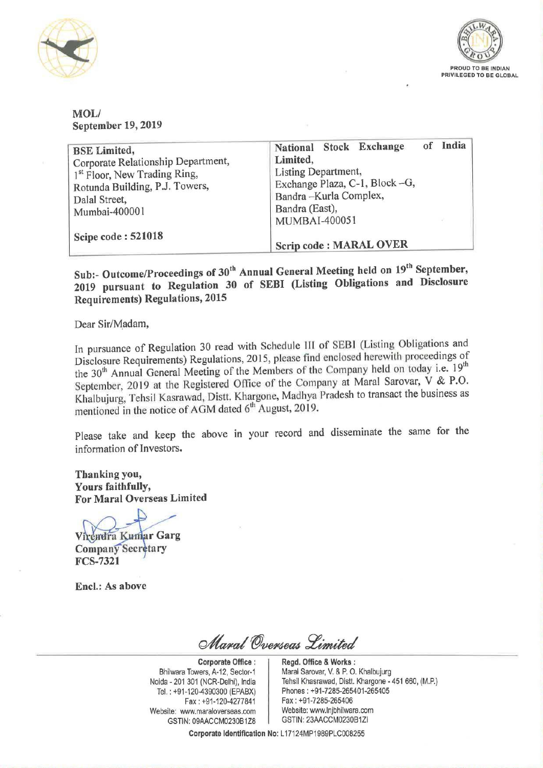MOL/
September 19, 2019

| BSE Limited,<br>Corporate Relationship Department,<br>1st Floor, New Trading Ring,<br>Rotunda Building, P.J. Towers,<br>Dalal Street,<br>Mumbai-400001<br><br>**Scipe code : 521018** | National Stock Exchange of India Limited,<br>Listing Department,<br>Exchange Plaza, C-1, Block –G,<br>Bandra –Kurla Complex,<br>Bandra (East),<br>MUMBAI-400051<br><br>**Scrip code : MARAL OVER** |
|---|---|

**Sub:- Outcome/Proceedings of 30th Annual General Meeting held on 19th September, 2019 pursuant to Regulation 30 of SEBI (Listing Obligations and Disclosure Requirements) Regulations, 2015**

Dear Sir/Madam,

In pursuance of Regulation 30 read with Schedule III of SEBI (Listing Obligations and Disclosure Requirements) Regulations, 2015, please find enclosed herewith proceedings of the 30th Annual General Meeting of the Members of the Company held on today i.e. 19th September, 2019 at the Registered Office of the Company at Maral Sarovar, V & P.O. Khalbujurg, Tehsil Kasrawad, Distt. Khargone, Madhya Pradesh to transact the business as mentioned in the notice of AGM dated 6th August, 2019.

Please take and keep the above in your record and disseminate the same for the information of Investors.

**Thanking you,**
**Yours faithfully,**
**For Maral Overseas Limited**

**Virendra Kumar Garg**
**Company Secretary**
**FCS-7321**

**Encl.: As above**

*Maral Overseas Limited*

**Corporate Office :**
Bhilwara Towers, A-12, Sector-1
Noida - 201 301 (NCR-Delhi), India
Tel. : +91-120-4390300 (EPABX)
Fax : +91-120-4277841
Website: www.maraloverseas.com
GSTIN: 09AACCM0230B1Z8

**Regd. Office & Works :**
Maral Sarovar, V. & P. O. Khalbujurg
Tehsil Khasrawad, Distt. Khargone - 451 660, (M.P.)
Phones : +91-7285-265401-265405
Fax : +91-7285-265406
Website: www.lnjbhilwara.com
GSTIN: 23AACCM0230B1ZI

**Corporate Identification No:** L17124MP1989PLC008255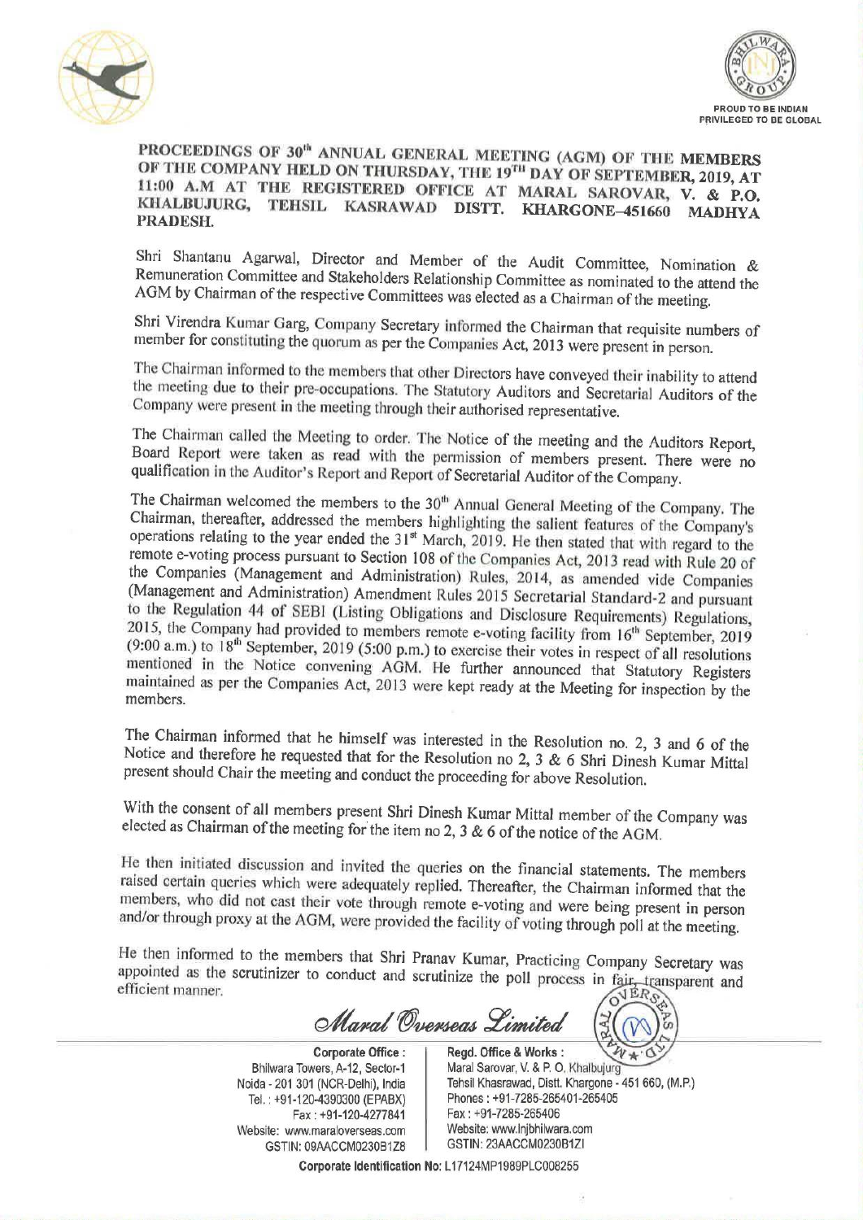# PROCEEDINGS OF 30th ANNUAL GENERAL MEETING (AGM) OF THE MEMBERS OF THE COMPANY HELD ON THURSDAY, THE 19TH DAY OF SEPTEMBER, 2019, AT 11:00 A.M AT THE REGISTERED OFFICE AT MARAL SAROVAR, V. & P.O. KHALBUJURG, TEHSIL KASRAWAD DISTT. KHARGONE-451660 MADHYA PRADESH.

Shri Shantanu Agarwal, Director and Member of the Audit Committee, Nomination & Remuneration Committee and Stakeholders Relationship Committee as nominated to the attend the AGM by Chairman of the respective Committees was elected as a Chairman of the meeting.

Shri Virendra Kumar Garg, Company Secretary informed the Chairman that requisite numbers of member for constituting the quorum as per the Companies Act, 2013 were present in person.

The Chairman informed to the members that other Directors have conveyed their inability to attend the meeting due to their pre-occupations. The Statutory Auditors and Secretarial Auditors of the Company were present in the meeting through their authorised representative.

The Chairman called the Meeting to order. The Notice of the meeting and the Auditors Report, Board Report were taken as read with the permission of members present. There were no qualification in the Auditor's Report and Report of Secretarial Auditor of the Company.

The Chairman welcomed the members to the 30th Annual General Meeting of the Company. The Chairman, thereafter, addressed the members highlighting the salient features of the Company's operations relating to the year ended the 31st March, 2019. He then stated that with regard to the remote e-voting process pursuant to Section 108 of the Companies Act, 2013 read with Rule 20 of the Companies (Management and Administration) Rules, 2014, as amended vide Companies (Management and Administration) Amendment Rules 2015 Secretarial Standard-2 and pursuant to the Regulation 44 of SEBI (Listing Obligations and Disclosure Requirements) Regulations, 2015, the Company had provided to members remote e-voting facility from 16th September, 2019 (9:00 a.m.) to 18th September, 2019 (5:00 p.m.) to exercise their votes in respect of all resolutions mentioned in the Notice convening AGM. He further announced that Statutory Registers maintained as per the Companies Act, 2013 were kept ready at the Meeting for inspection by the members.

The Chairman informed that he himself was interested in the Resolution no. 2, 3 and 6 of the Notice and therefore he requested that for the Resolution no 2, 3 & 6 Shri Dinesh Kumar Mittal present should Chair the meeting and conduct the proceeding for above Resolution.

With the consent of all members present Shri Dinesh Kumar Mittal member of the Company was elected as Chairman of the meeting for the item no 2, 3 & 6 of the notice of the AGM.

He then initiated discussion and invited the queries on the financial statements. The members raised certain queries which were adequately replied. Thereafter, the Chairman informed that the members, who did not cast their vote through remote e-voting and were being present in person and/or through proxy at the AGM, were provided the facility of voting through poll at the meeting.

He then informed to the members that Shri Pranav Kumar, Practicing Company Secretary was appointed as the scrutinizer to conduct and scrutinize the poll process in fair, transparent and efficient manner.

*Maral Overseas Limited*

**Corporate Office :**
Bhilwara Towers, A-12, Sector-1
Noida - 201 301 (NCR-Delhi), India
Tel. : +91-120-4390300 (EPABX)
Fax : +91-120-4277841
Website: www.maraloverseas.com
GSTIN: 09AACCM0230B1Z8

**Regd. Office & Works :**
Maral Sarovar, V. & P. O. Khalbujurg
Tehsil Khasrawad, Distt. Khargone - 451 660, (M.P.)
Phones : +91-7285-265401-265405
Fax : +91-7285-265406
Website: www.lnjbhilwara.com
GSTIN: 23AACCM0230B1ZI

**Corporate Identification No: L17124MP1989PLC008255**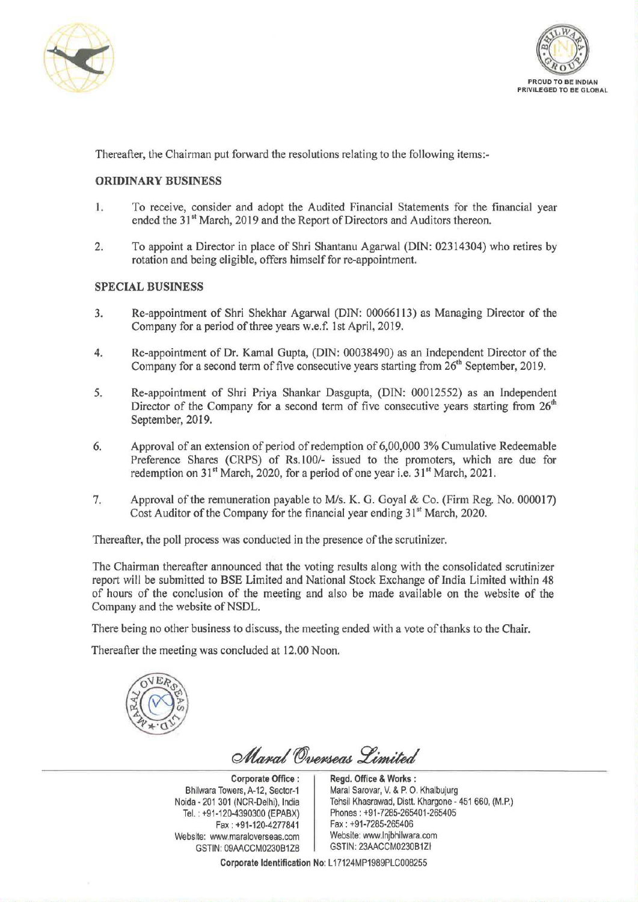Thereafter, the Chairman put forward the resolutions relating to the following items:-

**ORIDINARY BUSINESS**

1. To receive, consider and adopt the Audited Financial Statements for the financial year ended the 31st March, 2019 and the Report of Directors and Auditors thereon.

2. To appoint a Director in place of Shri Shantanu Agarwal (DIN: 02314304) who retires by rotation and being eligible, offers himself for re-appointment.

**SPECIAL BUSINESS**

3. Re-appointment of Shri Shekhar Agarwal (DIN: 00066113) as Managing Director of the Company for a period of three years w.e.f. 1st April, 2019.

4. Re-appointment of Dr. Kamal Gupta, (DIN: 00038490) as an Independent Director of the Company for a second term of five consecutive years starting from 26th September, 2019.

5. Re-appointment of Shri Priya Shankar Dasgupta, (DIN: 00012552) as an Independent Director of the Company for a second term of five consecutive years starting from 26th September, 2019.

6. Approval of an extension of period of redemption of 6,00,000 3% Cumulative Redeemable Preference Shares (CRPS) of Rs.100/- issued to the promoters, which are due for redemption on 31st March, 2020, for a period of one year i.e. 31st March, 2021.

7. Approval of the remuneration payable to M/s. K. G. Goyal & Co. (Firm Reg. No. 000017) Cost Auditor of the Company for the financial year ending 31st March, 2020.

Thereafter, the poll process was conducted in the presence of the scrutinizer.

The Chairman thereafter announced that the voting results along with the consolidated scrutinizer report will be submitted to BSE Limited and National Stock Exchange of India Limited within 48 of hours of the conclusion of the meeting and also be made available on the website of the Company and the website of NSDL.

There being no other business to discuss, the meeting ended with a vote of thanks to the Chair.

Thereafter the meeting was concluded at 12.00 Noon.

*Maral Overseas Limited*

**Corporate Office :**
Bhilwara Towers, A-12, Sector-1
Noida - 201 301 (NCR-Delhi), India
Tel. : +91-120-4390300 (EPABX)
Fax : +91-120-4277841
Website: www.maraloverseas.com
GSTIN: 09AACCM0230B1Z8

**Regd. Office & Works :**
Maral Sarovar, V. & P. O. Khalbujurg
Tehsil Khasrawad, Distt. Khargone - 451 660, (M.P.)
Phones : +91-7285-265401-265405
Fax : +91-7285-265406
Website: www.lnjbhilwara.com
GSTIN: 23AACCM0230B1ZI

**Corporate Identification No:** L17124MP1989PLC008255